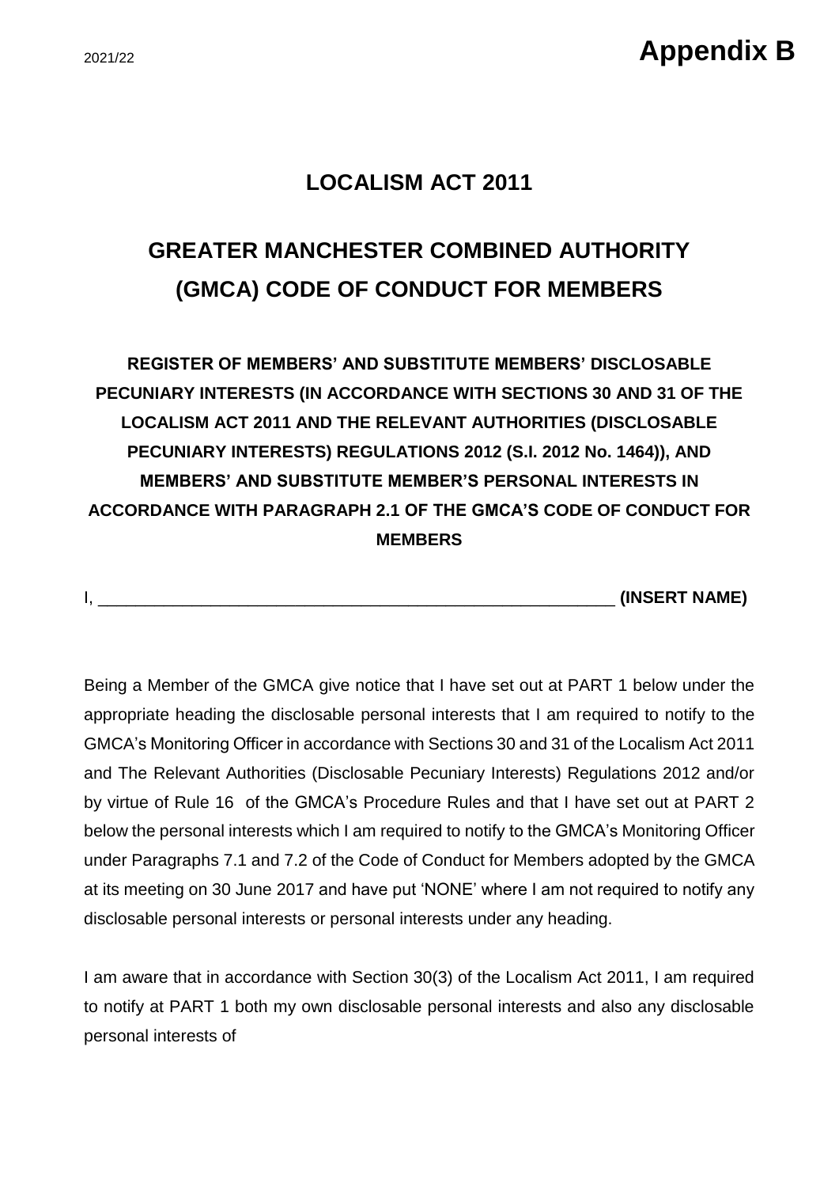2021/22

# Appendix B

## LOCALISM ACT 2011

## GREATER MANCHESTER COMBINED AUTHORITY (GMCA) CODE OF CONDUCT FOR MEMBERS

**REGISTER OF MEMBERS' AND SUBSTITUTE MEMBERS' DISCLOSABLE PECUNIARY INTERESTS (IN ACCORDANCE WITH SECTIONS 30 AND 31 OF THE LOCALISM ACT 2011 AND THE RELEVANT AUTHORITIES (DISCLOSABLE PECUNIARY INTERESTS) REGULATIONS 2012 (S.I. 2012 No. 1464)), AND MEMBERS' AND SUBSTITUTE MEMBER'S PERSONAL INTERESTS IN ACCORDANCE WITH PARAGRAPH 2.1 OF THE GMCA'S CODE OF CONDUCT FOR MEMBERS**

I, ________________________________________________________ **(INSERT NAME)**

Being a Member of the GMCA give notice that I have set out at PART 1 below under the appropriate heading the disclosable personal interests that I am required to notify to the GMCA's Monitoring Officer in accordance with Sections 30 and 31 of the Localism Act 2011 and The Relevant Authorities (Disclosable Pecuniary Interests) Regulations 2012 and/or by virtue of Rule 16 of the GMCA's Procedure Rules and that I have set out at PART 2 below the personal interests which I am required to notify to the GMCA's Monitoring Officer under Paragraphs 7.1 and 7.2 of the Code of Conduct for Members adopted by the GMCA at its meeting on 30 June 2017 and have put 'NONE' where I am not required to notify any disclosable personal interests or personal interests under any heading.

I am aware that in accordance with Section 30(3) of the Localism Act 2011, I am required to notify at PART 1 both my own disclosable personal interests and also any disclosable personal interests of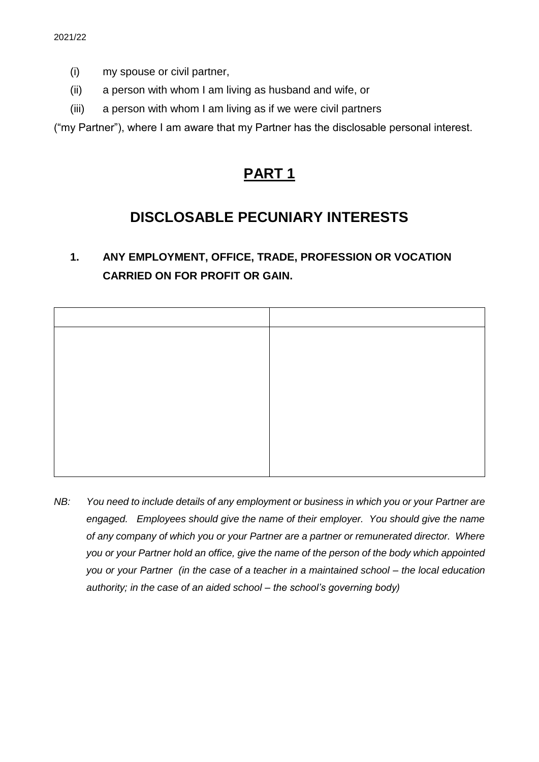(i) my spouse or civil partner,

(ii) a person with whom I am living as husband and wife, or

(iii) a person with whom I am living as if we were civil partners

("my Partner"), where I am aware that my Partner has the disclosable personal interest.

# PART 1

## DISCLOSABLE PECUNIARY INTERESTS

### 1. ANY EMPLOYMENT, OFFICE, TRADE, PROFESSION OR VOCATION CARRIED ON FOR PROFIT OR GAIN.

| | |
|---|---|
| | |

*NB: You need to include details of any employment or business in which you or your Partner are engaged. Employees should give the name of their employer. You should give the name of any company of which you or your Partner are a partner or remunerated director. Where you or your Partner hold an office, give the name of the person of the body which appointed you or your Partner (in the case of a teacher in a maintained school – the local education authority; in the case of an aided school – the school's governing body)*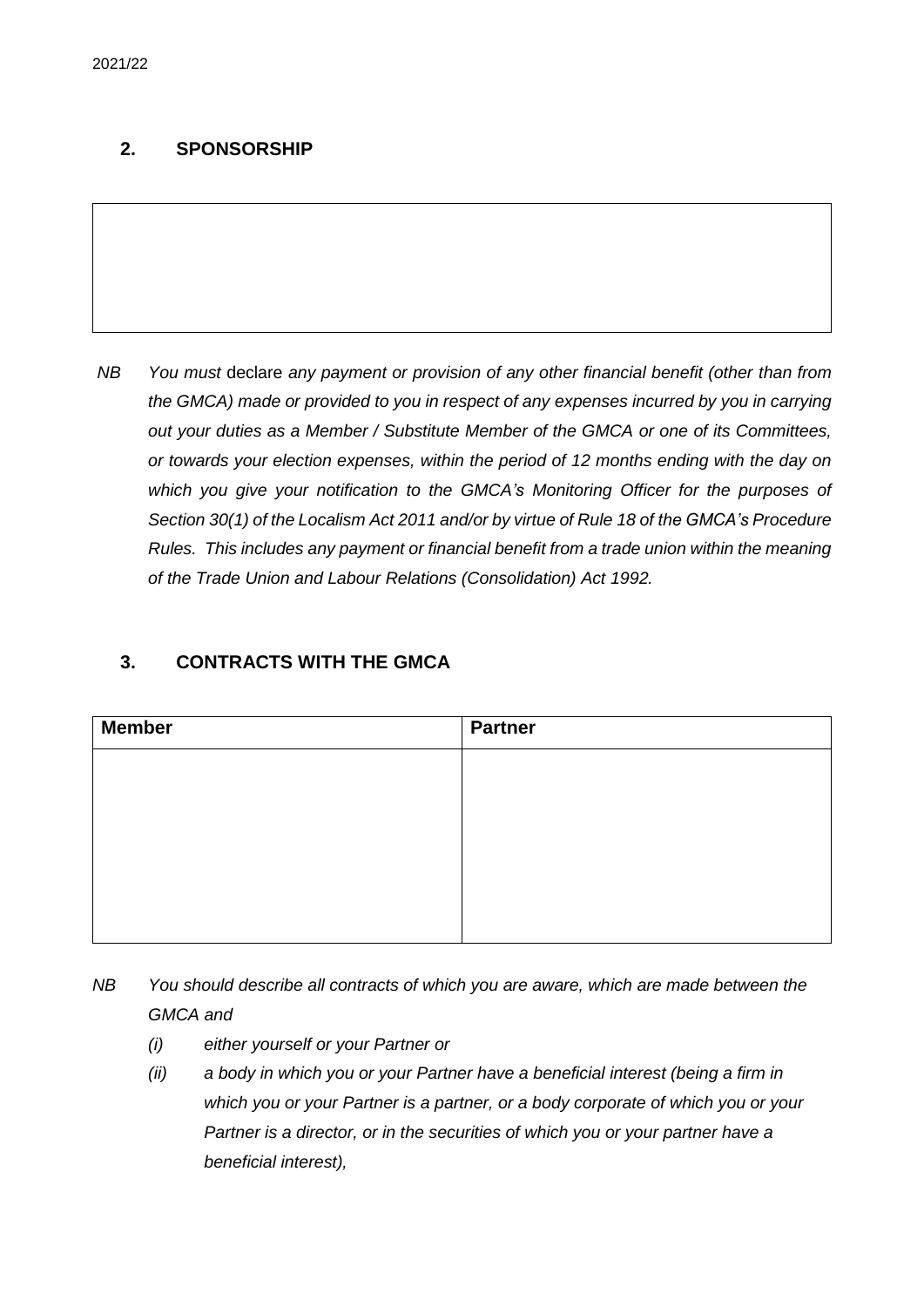## 2. SPONSORSHIP

| |
|---|
| |

*NB You must* declare *any payment or provision of any other financial benefit (other than from the GMCA) made or provided to you in respect of any expenses incurred by you in carrying out your duties as a Member / Substitute Member of the GMCA or one of its Committees, or towards your election expenses, within the period of 12 months ending with the day on which you give your notification to the GMCA's Monitoring Officer for the purposes of Section 30(1) of the Localism Act 2011 and/or by virtue of Rule 18 of the GMCA's Procedure Rules. This includes any payment or financial benefit from a trade union within the meaning of the Trade Union and Labour Relations (Consolidation) Act 1992.*

## 3. CONTRACTS WITH THE GMCA

| Member | Partner |
|---|---|
| | |

*NB You should describe all contracts of which you are aware, which are made between the GMCA and*

*(i) either yourself or your Partner or*

*(ii) a body in which you or your Partner have a beneficial interest (being a firm in which you or your Partner is a partner, or a body corporate of which you or your Partner is a director, or in the securities of which you or your partner have a beneficial interest),*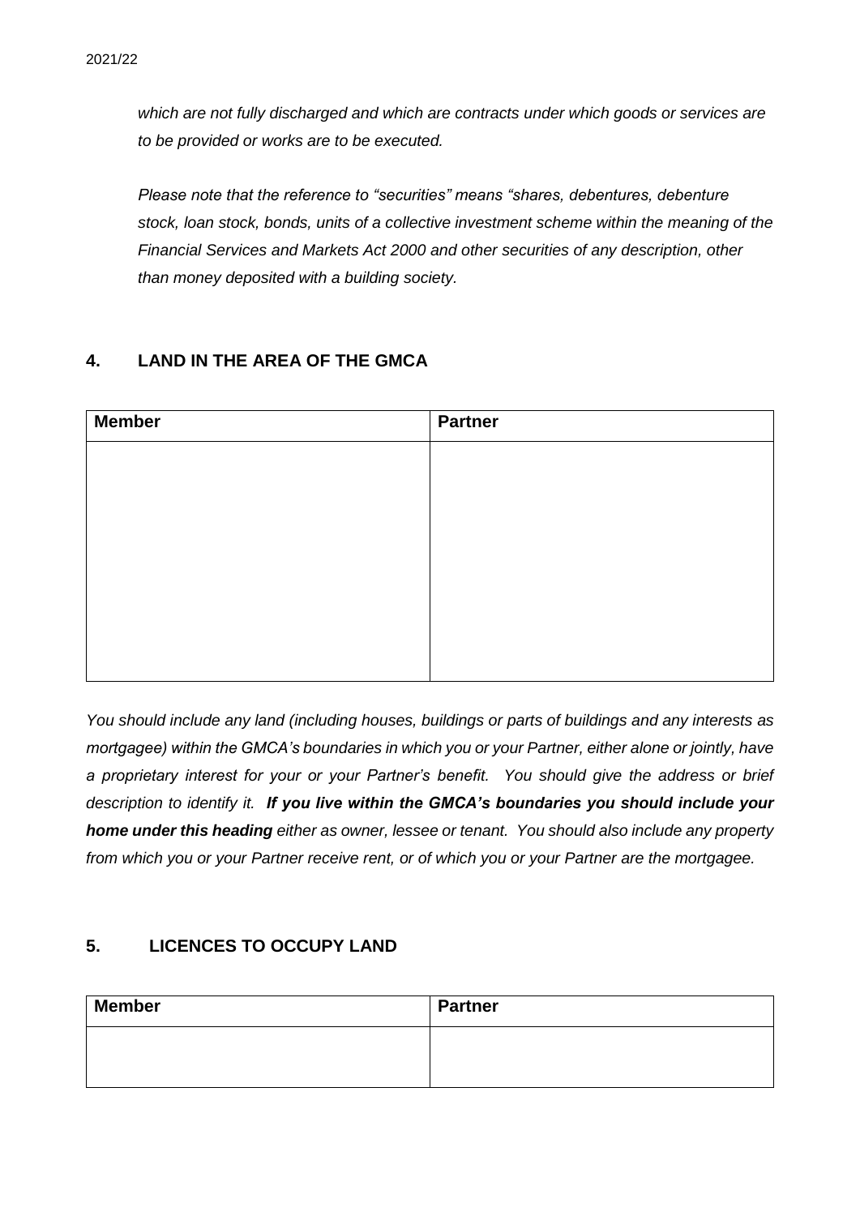*which are not fully discharged and which are contracts under which goods or services are to be provided or works are to be executed.*

*Please note that the reference to "securities" means "shares, debentures, debenture stock, loan stock, bonds, units of a collective investment scheme within the meaning of the Financial Services and Markets Act 2000 and other securities of any description, other than money deposited with a building society.*

## 4. LAND IN THE AREA OF THE GMCA

| Member | Partner |
| --- | --- |
| | |

*You should include any land (including houses, buildings or parts of buildings and any interests as mortgagee) within the GMCA's boundaries in which you or your Partner, either alone or jointly, have a proprietary interest for your or your Partner's benefit. You should give the address or brief description to identify it.* ***If you live within the GMCA's boundaries you should include your home under this heading*** *either as owner, lessee or tenant. You should also include any property from which you or your Partner receive rent, or of which you or your Partner are the mortgagee.*

## 5. LICENCES TO OCCUPY LAND

| Member | Partner |
| --- | --- |
| | |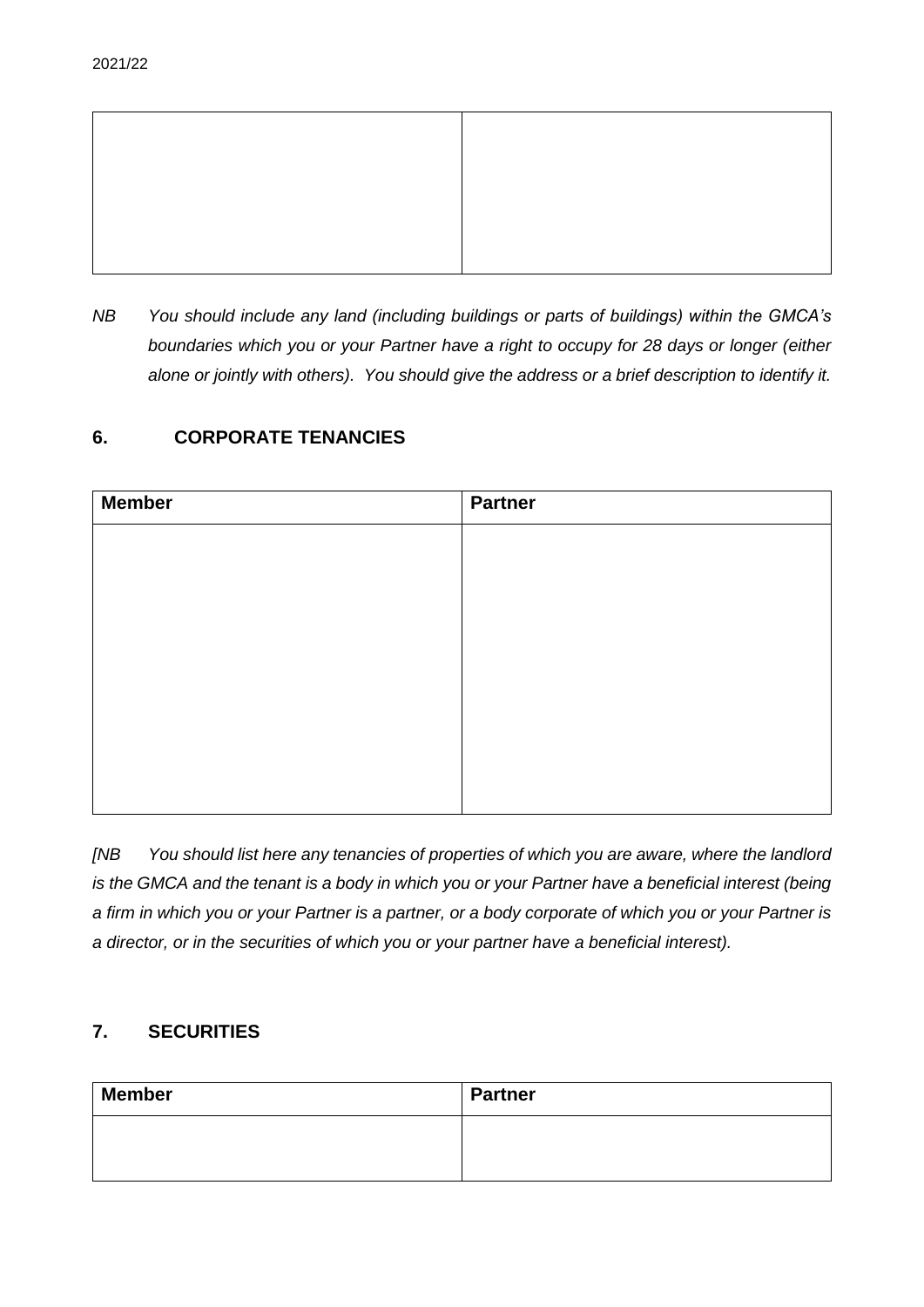| | |
|---|---|
| | |

*NB You should include any land (including buildings or parts of buildings) within the GMCA's boundaries which you or your Partner have a right to occupy for 28 days or longer (either alone or jointly with others). You should give the address or a brief description to identify it.*

## 6. CORPORATE TENANCIES

| Member | Partner |
|---|---|
| | |

*[NB You should list here any tenancies of properties of which you are aware, where the landlord is the GMCA and the tenant is a body in which you or your Partner have a beneficial interest (being a firm in which you or your Partner is a partner, or a body corporate of which you or your Partner is a director, or in the securities of which you or your partner have a beneficial interest).*

## 7. SECURITIES

| Member | Partner |
|---|---|
| | |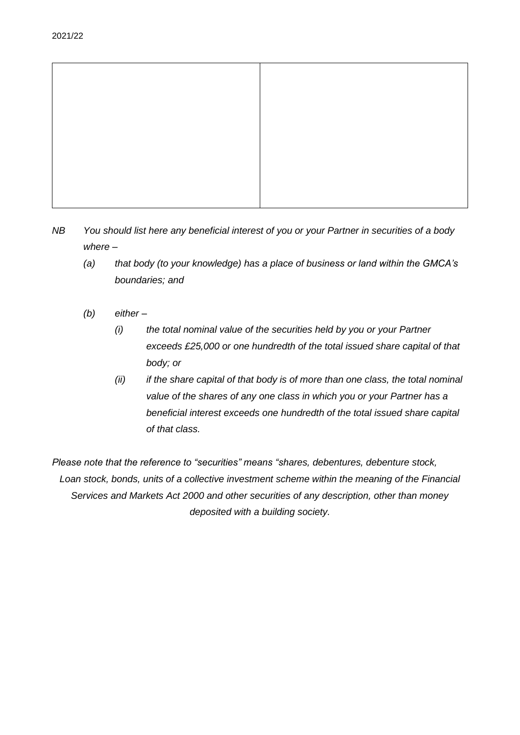| | |
|---|---|
| | |

*NB You should list here any beneficial interest of you or your Partner in securities of a body where –*

*(a) that body (to your knowledge) has a place of business or land within the GMCA's boundaries; and*

*(b) either –*

*(i) the total nominal value of the securities held by you or your Partner exceeds £25,000 or one hundredth of the total issued share capital of that body; or*

*(ii) if the share capital of that body is of more than one class, the total nominal value of the shares of any one class in which you or your Partner has a beneficial interest exceeds one hundredth of the total issued share capital of that class.*

*Please note that the reference to "securities" means "shares, debentures, debenture stock, Loan stock, bonds, units of a collective investment scheme within the meaning of the Financial Services and Markets Act 2000 and other securities of any description, other than money deposited with a building society.*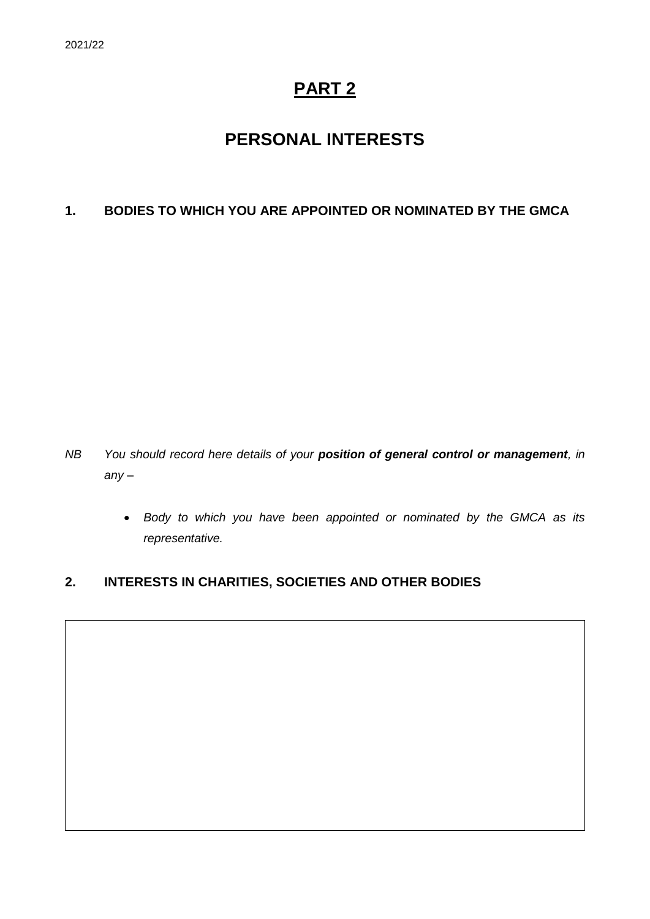2021/22

# PART 2

## PERSONAL INTERESTS

### 1. BODIES TO WHICH YOU ARE APPOINTED OR NOMINATED BY THE GMCA

*NB You should record here details of your* ***position of general control or management****, in any –*

- *Body to which you have been appointed or nominated by the GMCA as its representative.*

### 2. INTERESTS IN CHARITIES, SOCIETIES AND OTHER BODIES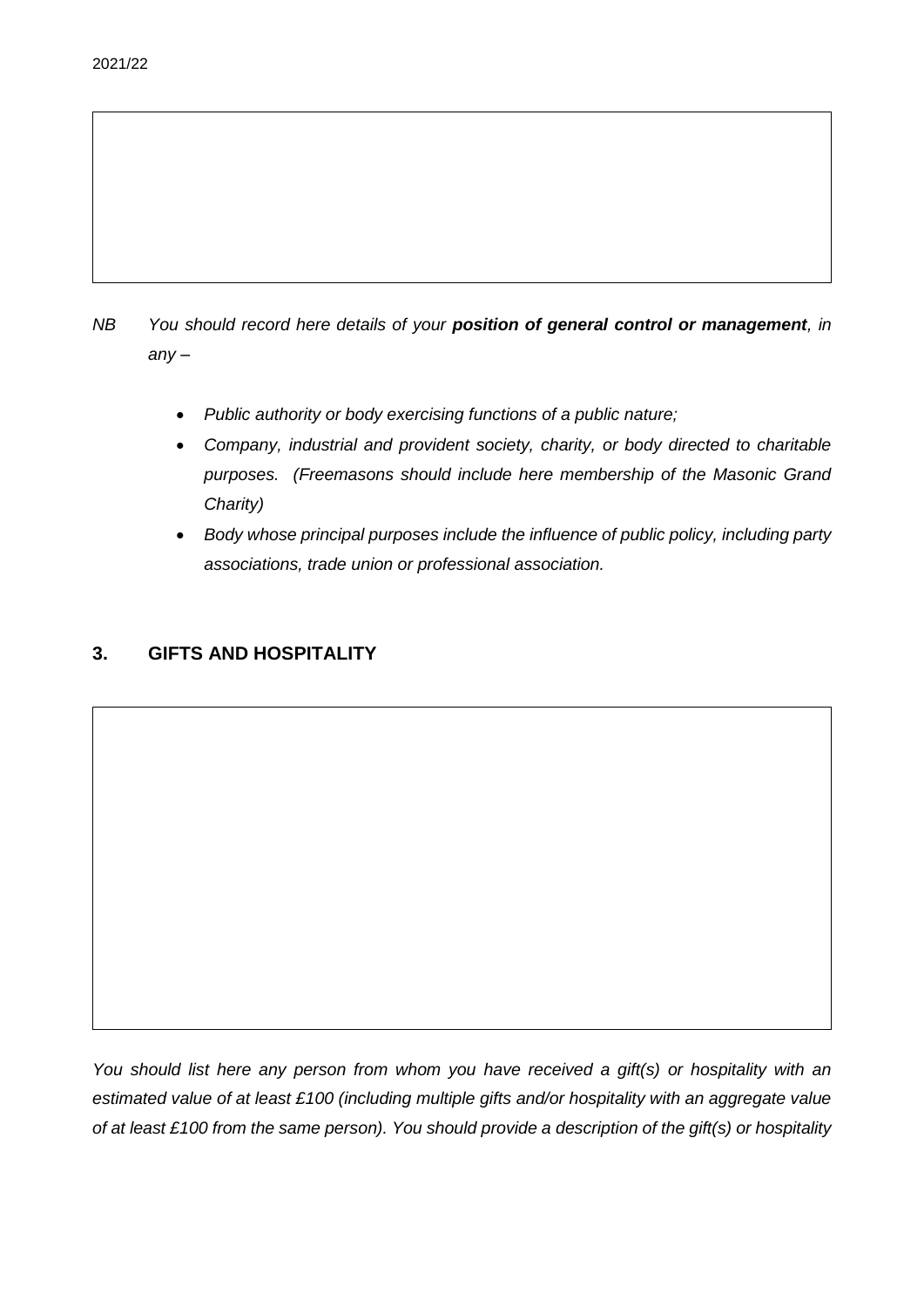2021/22

*NB You should record here details of your **position of general control or management**, in any –*

- *Public authority or body exercising functions of a public nature;*
- *Company, industrial and provident society, charity, or body directed to charitable purposes. (Freemasons should include here membership of the Masonic Grand Charity)*
- *Body whose principal purposes include the influence of public policy, including party associations, trade union or professional association.*

## 3. GIFTS AND HOSPITALITY

*You should list here any person from whom you have received a gift(s) or hospitality with an estimated value of at least £100 (including multiple gifts and/or hospitality with an aggregate value of at least £100 from the same person). You should provide a description of the gift(s) or hospitality*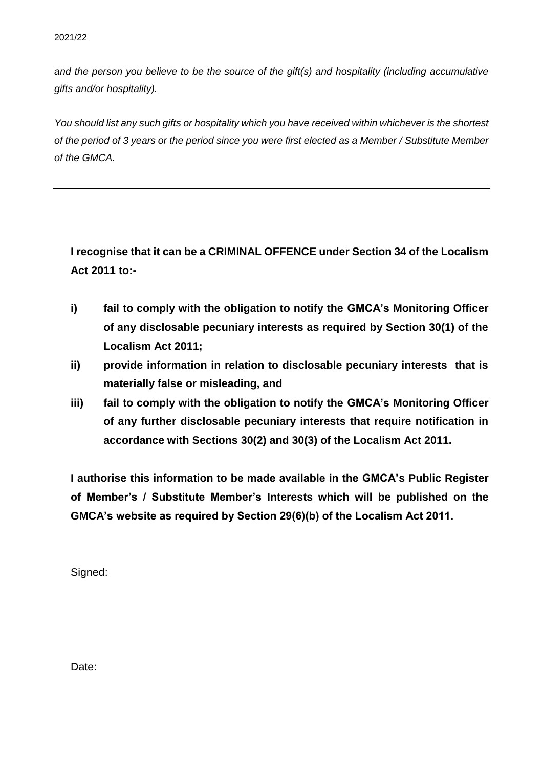*and the person you believe to be the source of the gift(s) and hospitality (including accumulative gifts and/or hospitality).*

*You should list any such gifts or hospitality which you have received within whichever is the shortest of the period of 3 years or the period since you were first elected as a Member / Substitute Member of the GMCA.*

---

**I recognise that it can be a CRIMINAL OFFENCE under Section 34 of the Localism Act 2011 to:-**

**i) fail to comply with the obligation to notify the GMCA's Monitoring Officer of any disclosable pecuniary interests as required by Section 30(1) of the Localism Act 2011;**

**ii) provide information in relation to disclosable pecuniary interests that is materially false or misleading, and**

**iii) fail to comply with the obligation to notify the GMCA's Monitoring Officer of any further disclosable pecuniary interests that require notification in accordance with Sections 30(2) and 30(3) of the Localism Act 2011.**

**I authorise this information to be made available in the GMCA's Public Register of Member's / Substitute Member's Interests which will be published on the GMCA's website as required by Section 29(6)(b) of the Localism Act 2011.**

Signed:

Date: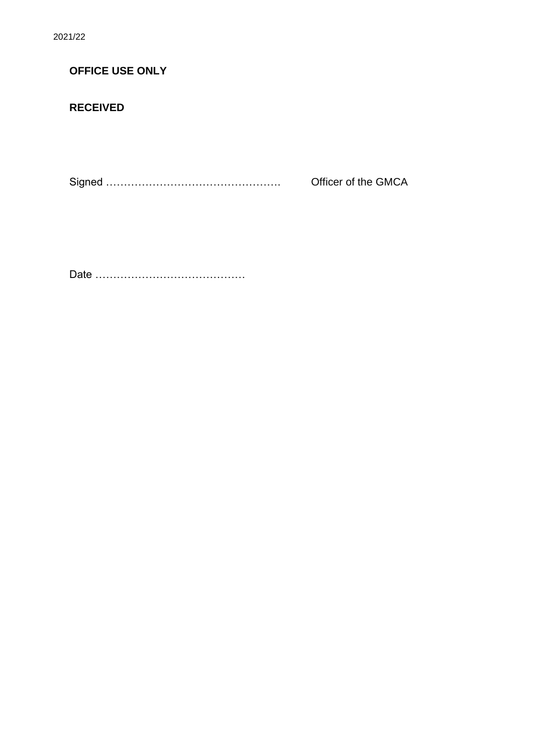2021/22

**OFFICE USE ONLY**

**RECEIVED**

Signed …………………………………………… Officer of the GMCA

Date ……………………………………